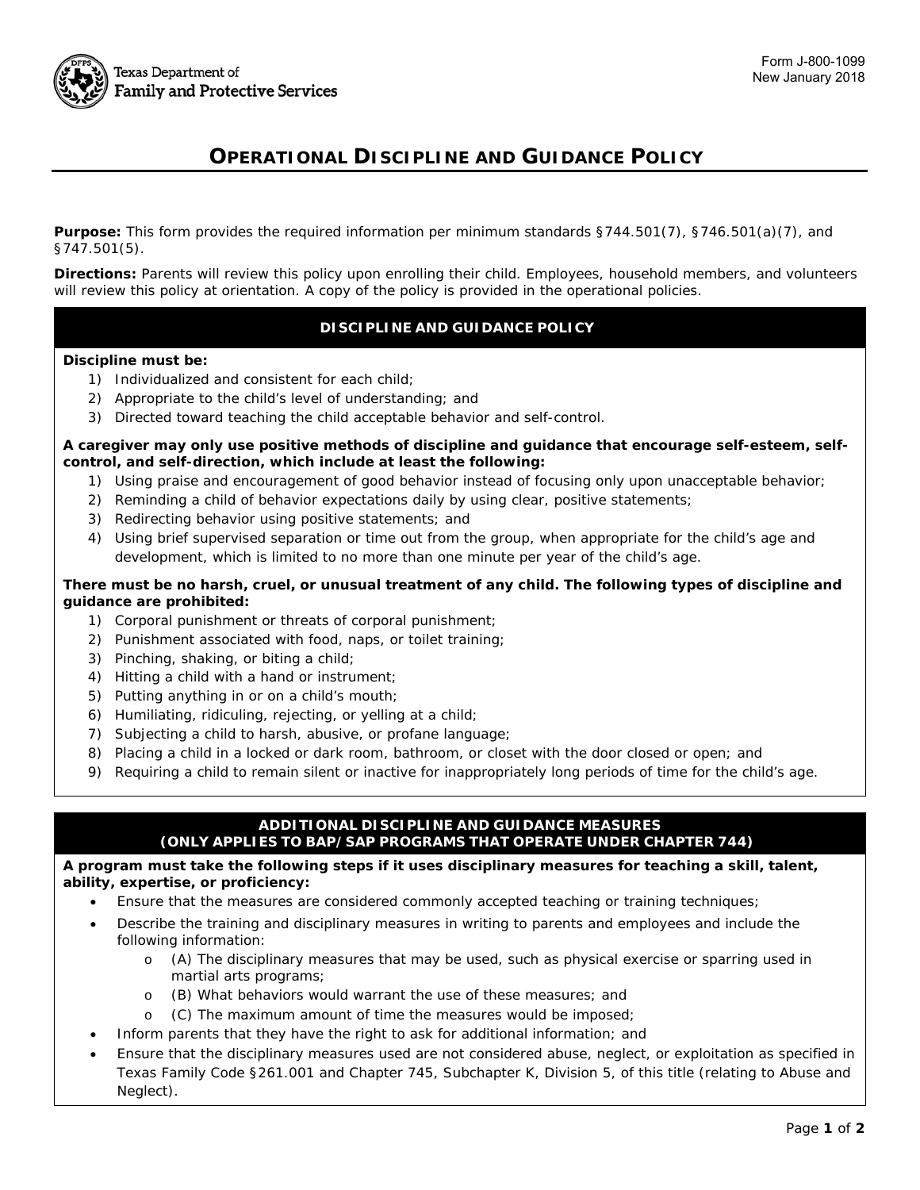Texas Department of Family and Protective Services

Form J-800-1099
New January 2018

# OPERATIONAL DISCIPLINE AND GUIDANCE POLICY

**Purpose:** This form provides the required information per minimum standards §744.501(7), §746.501(a)(7), and §747.501(5).

**Directions:** Parents will review this policy upon enrolling their child. Employees, household members, and volunteers will review this policy at orientation. A copy of the policy is provided in the operational policies.

## DISCIPLINE AND GUIDANCE POLICY

**Discipline must be:**

1) Individualized and consistent for each child;
2) Appropriate to the child's level of understanding; and
3) Directed toward teaching the child acceptable behavior and self-control.

**A caregiver may only use positive methods of discipline and guidance that encourage self-esteem, self-control, and self-direction, which include at least the following:**

1) Using praise and encouragement of good behavior instead of focusing only upon unacceptable behavior;
2) Reminding a child of behavior expectations daily by using clear, positive statements;
3) Redirecting behavior using positive statements; and
4) Using brief supervised separation or time out from the group, when appropriate for the child's age and development, which is limited to no more than one minute per year of the child's age.

**There must be no harsh, cruel, or unusual treatment of any child. The following types of discipline and guidance are prohibited:**

1) Corporal punishment or threats of corporal punishment;
2) Punishment associated with food, naps, or toilet training;
3) Pinching, shaking, or biting a child;
4) Hitting a child with a hand or instrument;
5) Putting anything in or on a child's mouth;
6) Humiliating, ridiculing, rejecting, or yelling at a child;
7) Subjecting a child to harsh, abusive, or profane language;
8) Placing a child in a locked or dark room, bathroom, or closet with the door closed or open; and
9) Requiring a child to remain silent or inactive for inappropriately long periods of time for the child's age.

## ADDITIONAL DISCIPLINE AND GUIDANCE MEASURES (ONLY APPLIES TO BAP/SAP PROGRAMS THAT OPERATE UNDER CHAPTER 744)

**A program must take the following steps if it uses disciplinary measures for teaching a skill, talent, ability, expertise, or proficiency:**

- Ensure that the measures are considered commonly accepted teaching or training techniques;
- Describe the training and disciplinary measures in writing to parents and employees and include the following information:
  - (A) The disciplinary measures that may be used, such as physical exercise or sparring used in martial arts programs;
  - (B) What behaviors would warrant the use of these measures; and
  - (C) The maximum amount of time the measures would be imposed;
- Inform parents that they have the right to ask for additional information; and
- Ensure that the disciplinary measures used are not considered abuse, neglect, or exploitation as specified in Texas Family Code §261.001 and Chapter 745, Subchapter K, Division 5, of this title (relating to Abuse and Neglect).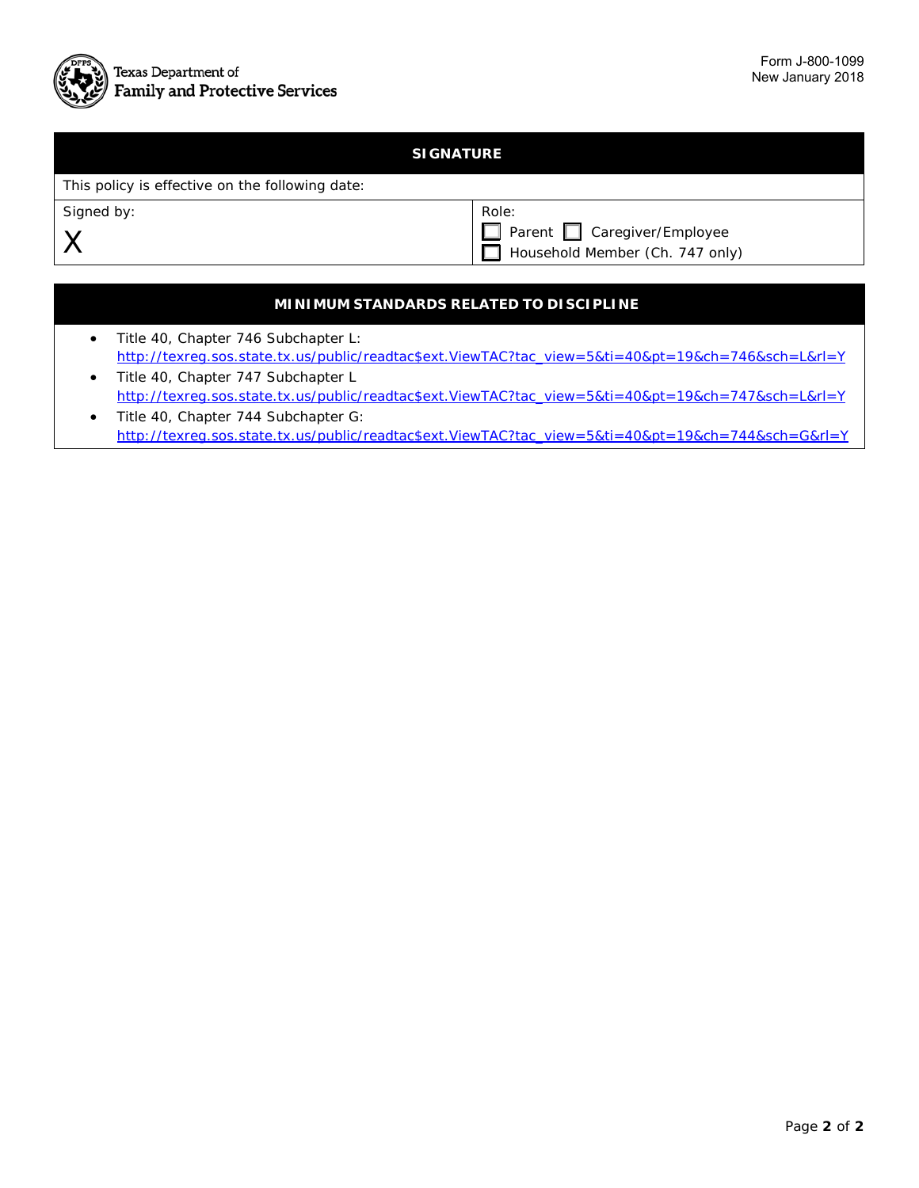Texas Department of Family and Protective Services

Form J-800-1099
New January 2018

## SIGNATURE

| | |
|---|---|
| This policy is effective on the following date: | |
| Signed by:<br>X | Role:<br>☐ Parent ☐ Caregiver/Employee<br>☐ Household Member (Ch. 747 only) |

## MINIMUM STANDARDS RELATED TO DISCIPLINE

- Title 40, Chapter 746 Subchapter L:
  http://texreg.sos.state.tx.us/public/readtac$ext.ViewTAC?tac_view=5&ti=40&pt=19&ch=746&sch=L&rl=Y
- Title 40, Chapter 747 Subchapter L
  http://texreg.sos.state.tx.us/public/readtac$ext.ViewTAC?tac_view=5&ti=40&pt=19&ch=747&sch=L&rl=Y
- Title 40, Chapter 744 Subchapter G:
  http://texreg.sos.state.tx.us/public/readtac$ext.ViewTAC?tac_view=5&ti=40&pt=19&ch=744&sch=G&rl=Y